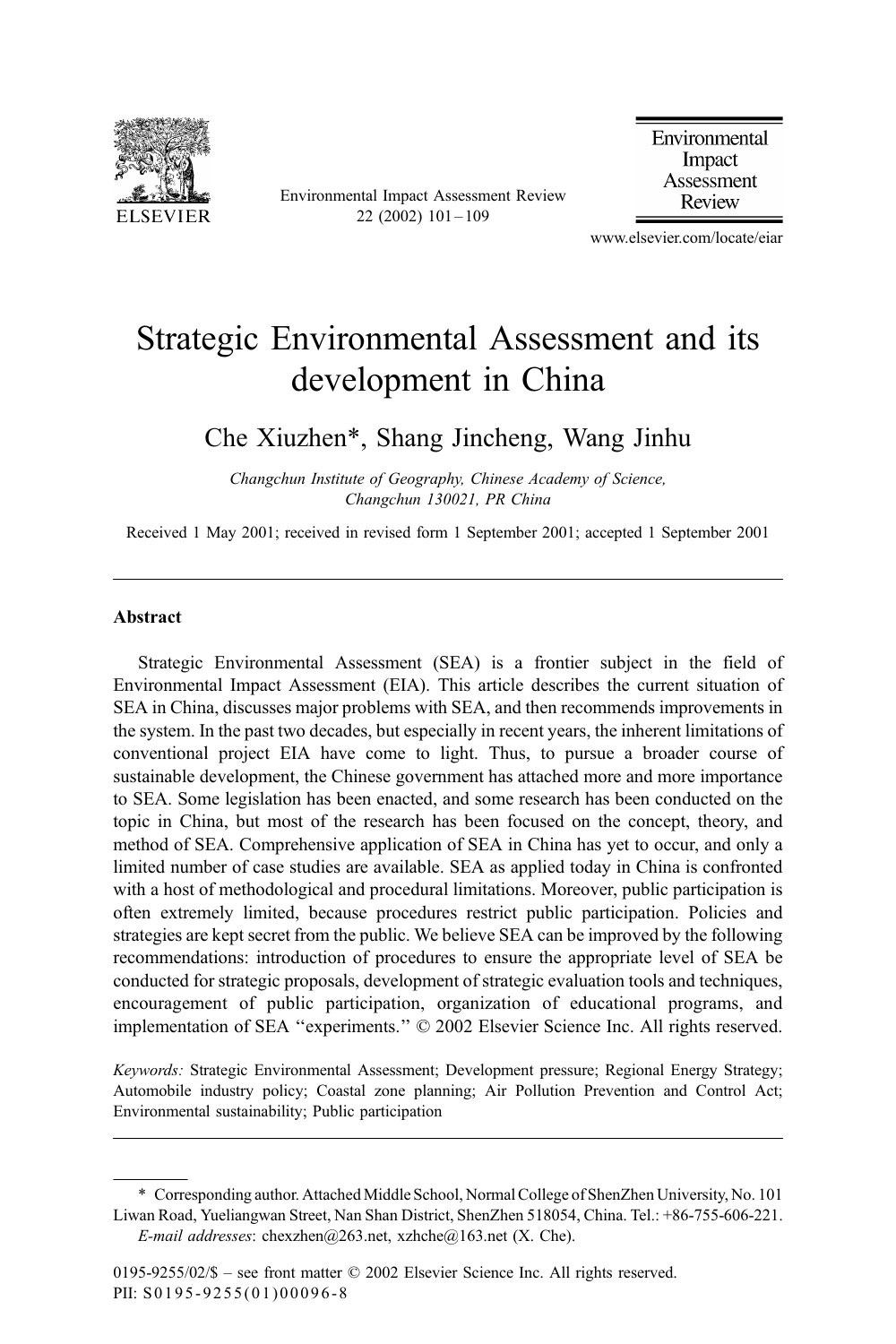# Strategic Environmental Assessment and its development in China

Che Xiuzhen*, Shang Jincheng, Wang Jinhu

*Changchun Institute of Geography, Chinese Academy of Science, Changchun 130021, PR China*

Received 1 May 2001; received in revised form 1 September 2001; accepted 1 September 2001

---

## Abstract

Strategic Environmental Assessment (SEA) is a frontier subject in the field of Environmental Impact Assessment (EIA). This article describes the current situation of SEA in China, discusses major problems with SEA, and then recommends improvements in the system. In the past two decades, but especially in recent years, the inherent limitations of conventional project EIA have come to light. Thus, to pursue a broader course of sustainable development, the Chinese government has attached more and more importance to SEA. Some legislation has been enacted, and some research has been conducted on the topic in China, but most of the research has been focused on the concept, theory, and method of SEA. Comprehensive application of SEA in China has yet to occur, and only a limited number of case studies are available. SEA as applied today in China is confronted with a host of methodological and procedural limitations. Moreover, public participation is often extremely limited, because procedures restrict public participation. Policies and strategies are kept secret from the public. We believe SEA can be improved by the following recommendations: introduction of procedures to ensure the appropriate level of SEA be conducted for strategic proposals, development of strategic evaluation tools and techniques, encouragement of public participation, organization of educational programs, and implementation of SEA "experiments." © 2002 Elsevier Science Inc. All rights reserved.

*Keywords:* Strategic Environmental Assessment; Development pressure; Regional Energy Strategy; Automobile industry policy; Coastal zone planning; Air Pollution Prevention and Control Act; Environmental sustainability; Public participation

---

\* Corresponding author. Attached Middle School, Normal College of ShenZhen University, No. 101 Liwan Road, Yueliangwan Street, Nan Shan District, ShenZhen 518054, China. Tel.: +86-755-606-221.
*E-mail addresses*: chexzhen@263.net, xzhche@163.net (X. Che).

0195-9255/02/$ – see front matter © 2002 Elsevier Science Inc. All rights reserved.
PII: S0195-9255(01)00096-8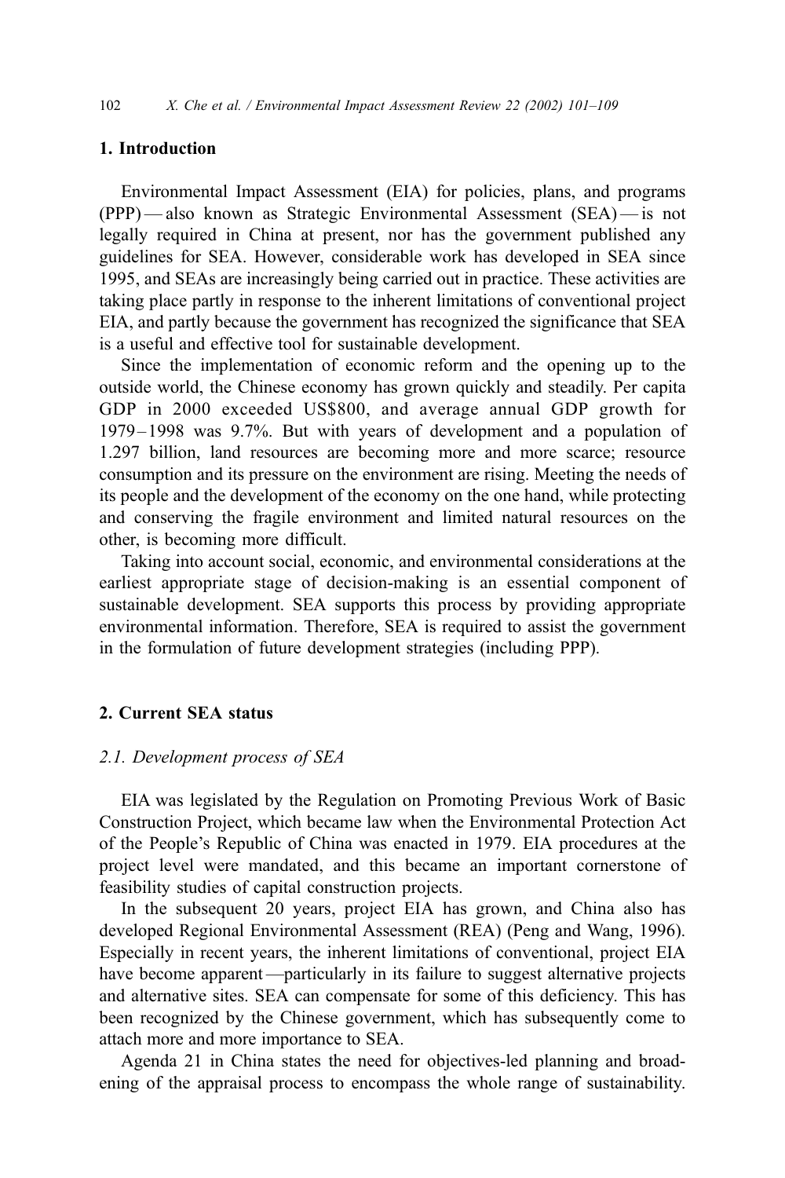## 1. Introduction

Environmental Impact Assessment (EIA) for policies, plans, and programs (PPP) — also known as Strategic Environmental Assessment (SEA) — is not legally required in China at present, nor has the government published any guidelines for SEA. However, considerable work has developed in SEA since 1995, and SEAs are increasingly being carried out in practice. These activities are taking place partly in response to the inherent limitations of conventional project EIA, and partly because the government has recognized the significance that SEA is a useful and effective tool for sustainable development.

Since the implementation of economic reform and the opening up to the outside world, the Chinese economy has grown quickly and steadily. Per capita GDP in 2000 exceeded US$800, and average annual GDP growth for 1979–1998 was 9.7%. But with years of development and a population of 1.297 billion, land resources are becoming more and more scarce; resource consumption and its pressure on the environment are rising. Meeting the needs of its people and the development of the economy on the one hand, while protecting and conserving the fragile environment and limited natural resources on the other, is becoming more difficult.

Taking into account social, economic, and environmental considerations at the earliest appropriate stage of decision-making is an essential component of sustainable development. SEA supports this process by providing appropriate environmental information. Therefore, SEA is required to assist the government in the formulation of future development strategies (including PPP).

## 2. Current SEA status

### *2.1. Development process of SEA*

EIA was legislated by the Regulation on Promoting Previous Work of Basic Construction Project, which became law when the Environmental Protection Act of the People's Republic of China was enacted in 1979. EIA procedures at the project level were mandated, and this became an important cornerstone of feasibility studies of capital construction projects.

In the subsequent 20 years, project EIA has grown, and China also has developed Regional Environmental Assessment (REA) (Peng and Wang, 1996). Especially in recent years, the inherent limitations of conventional, project EIA have become apparent —particularly in its failure to suggest alternative projects and alternative sites. SEA can compensate for some of this deficiency. This has been recognized by the Chinese government, which has subsequently come to attach more and more importance to SEA.

Agenda 21 in China states the need for objectives-led planning and broadening of the appraisal process to encompass the whole range of sustainability.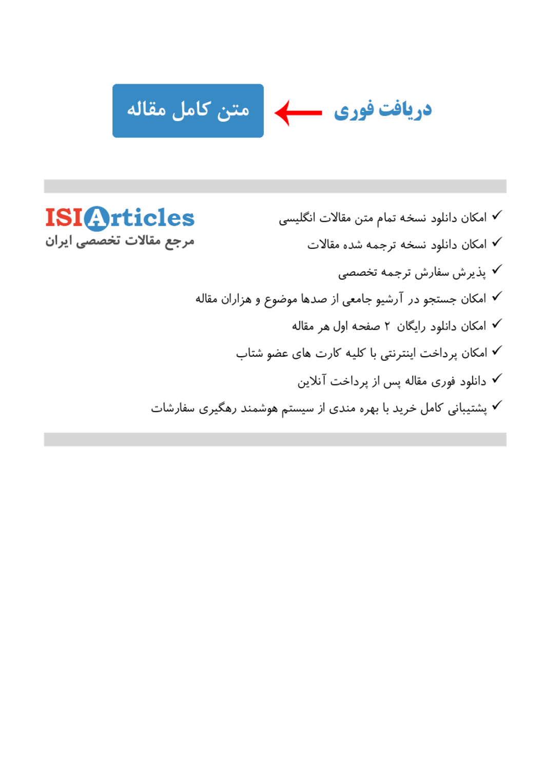دریافت فوری ← متن کامل مقاله

ISIArticles
مرجع مقالات تخصصی ایران

- ✓ امکان دانلود نسخه تمام متن مقالات انگلیسی
- ✓ امکان دانلود نسخه ترجمه شده مقالات
- ✓ پذیرش سفارش ترجمه تخصصی
- ✓ امکان جستجو در آرشیو جامعی از صدها موضوع و هزاران مقاله
- ✓ امکان دانلود رایگان ۲ صفحه اول هر مقاله
- ✓ امکان پرداخت اینترنتی با کلیه کارت های عضو شتاب
- ✓ دانلود فوری مقاله پس از پرداخت آنلاین
- ✓ پشتیبانی کامل خرید با بهره مندی از سیستم هوشمند رهگیری سفارشات